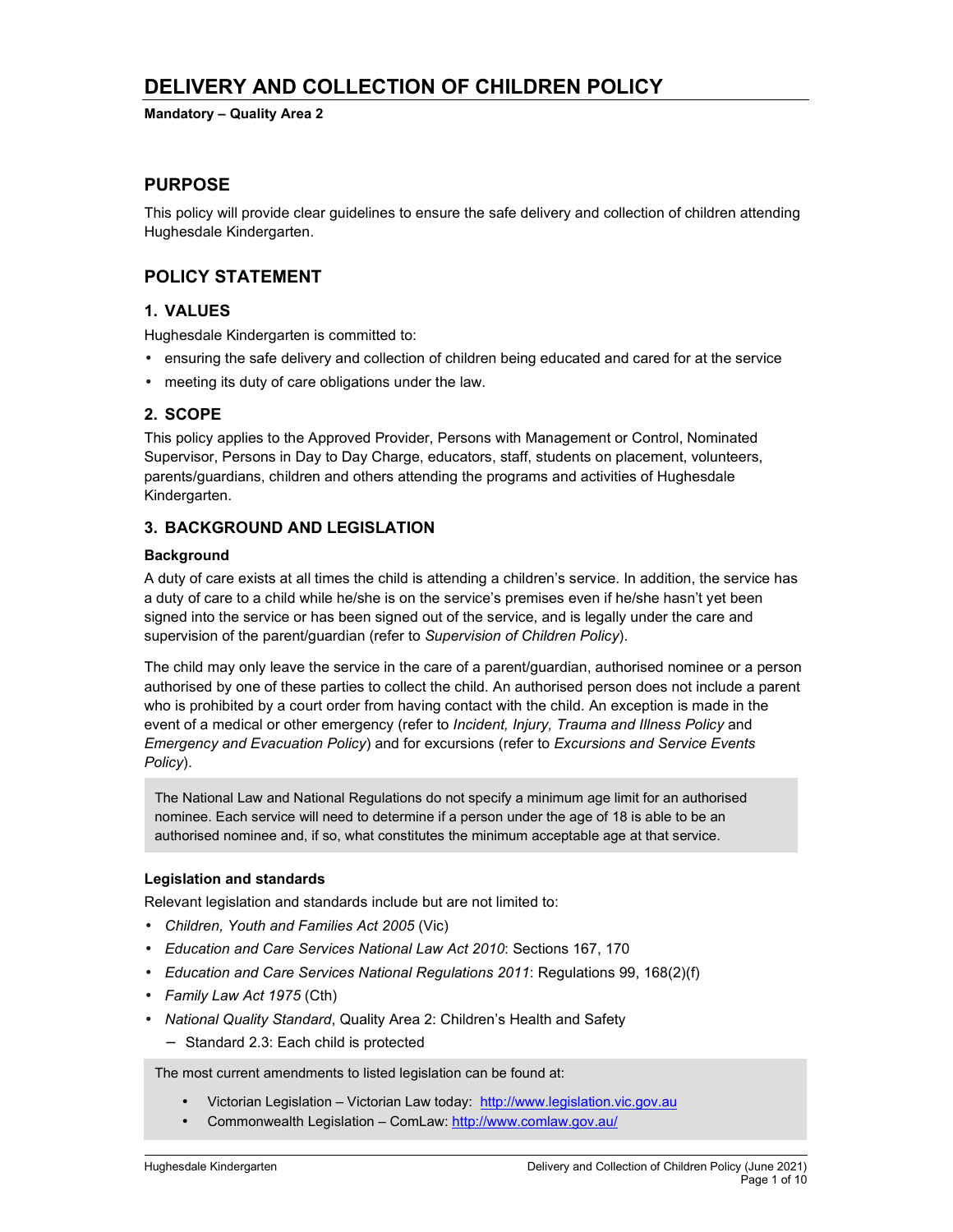# DELIVERY AND COLLECTION OF CHILDREN POLICY

**Mandatory – Quality Area 2**

## PURPOSE

This policy will provide clear guidelines to ensure the safe delivery and collection of children attending Hughesdale Kindergarten.

## POLICY STATEMENT

### 1. VALUES

Hughesdale Kindergarten is committed to:

- ensuring the safe delivery and collection of children being educated and cared for at the service
- meeting its duty of care obligations under the law.

### 2. SCOPE

This policy applies to the Approved Provider, Persons with Management or Control, Nominated Supervisor, Persons in Day to Day Charge, educators, staff, students on placement, volunteers, parents/guardians, children and others attending the programs and activities of Hughesdale Kindergarten.

### 3. BACKGROUND AND LEGISLATION

#### Background

A duty of care exists at all times the child is attending a children's service. In addition, the service has a duty of care to a child while he/she is on the service's premises even if he/she hasn't yet been signed into the service or has been signed out of the service, and is legally under the care and supervision of the parent/guardian (refer to *Supervision of Children Policy*).

The child may only leave the service in the care of a parent/guardian, authorised nominee or a person authorised by one of these parties to collect the child. An authorised person does not include a parent who is prohibited by a court order from having contact with the child. An exception is made in the event of a medical or other emergency (refer to *Incident, Injury, Trauma and Illness Policy* and *Emergency and Evacuation Policy*) and for excursions (refer to *Excursions and Service Events Policy*).

The National Law and National Regulations do not specify a minimum age limit for an authorised nominee. Each service will need to determine if a person under the age of 18 is able to be an authorised nominee and, if so, what constitutes the minimum acceptable age at that service.

#### Legislation and standards

Relevant legislation and standards include but are not limited to:

- *Children, Youth and Families Act 2005* (Vic)
- *Education and Care Services National Law Act 2010*: Sections 167, 170
- *Education and Care Services National Regulations 2011*: Regulations 99, 168(2)(f)
- *Family Law Act 1975* (Cth)
- *National Quality Standard*, Quality Area 2: Children's Health and Safety
  - Standard 2.3: Each child is protected

The most current amendments to listed legislation can be found at:

- Victorian Legislation – Victorian Law today: http://www.legislation.vic.gov.au
- Commonwealth Legislation – ComLaw: http://www.comlaw.gov.au/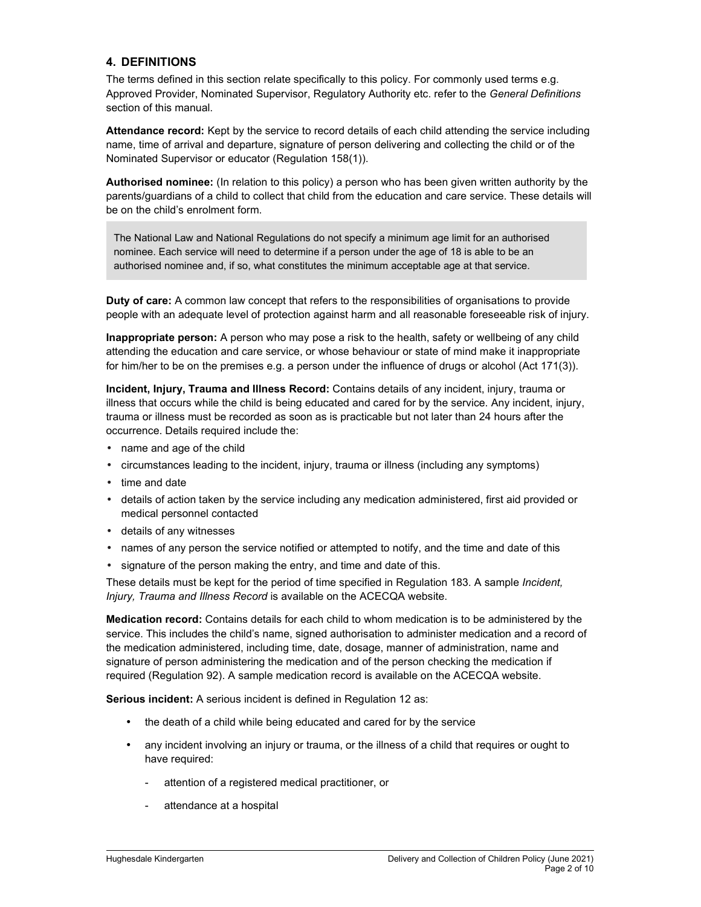## 4. DEFINITIONS

The terms defined in this section relate specifically to this policy. For commonly used terms e.g. Approved Provider, Nominated Supervisor, Regulatory Authority etc. refer to the *General Definitions* section of this manual.

**Attendance record:** Kept by the service to record details of each child attending the service including name, time of arrival and departure, signature of person delivering and collecting the child or of the Nominated Supervisor or educator (Regulation 158(1)).

**Authorised nominee:** (In relation to this policy) a person who has been given written authority by the parents/guardians of a child to collect that child from the education and care service. These details will be on the child's enrolment form.

> The National Law and National Regulations do not specify a minimum age limit for an authorised nominee. Each service will need to determine if a person under the age of 18 is able to be an authorised nominee and, if so, what constitutes the minimum acceptable age at that service.

**Duty of care:** A common law concept that refers to the responsibilities of organisations to provide people with an adequate level of protection against harm and all reasonable foreseeable risk of injury.

**Inappropriate person:** A person who may pose a risk to the health, safety or wellbeing of any child attending the education and care service, or whose behaviour or state of mind make it inappropriate for him/her to be on the premises e.g. a person under the influence of drugs or alcohol (Act 171(3)).

**Incident, Injury, Trauma and Illness Record:** Contains details of any incident, injury, trauma or illness that occurs while the child is being educated and cared for by the service. Any incident, injury, trauma or illness must be recorded as soon as is practicable but not later than 24 hours after the occurrence. Details required include the:

- name and age of the child
- circumstances leading to the incident, injury, trauma or illness (including any symptoms)
- time and date
- details of action taken by the service including any medication administered, first aid provided or medical personnel contacted
- details of any witnesses
- names of any person the service notified or attempted to notify, and the time and date of this
- signature of the person making the entry, and time and date of this.

These details must be kept for the period of time specified in Regulation 183. A sample *Incident, Injury, Trauma and Illness Record* is available on the ACECQA website.

**Medication record:** Contains details for each child to whom medication is to be administered by the service. This includes the child's name, signed authorisation to administer medication and a record of the medication administered, including time, date, dosage, manner of administration, name and signature of person administering the medication and of the person checking the medication if required (Regulation 92). A sample medication record is available on the ACECQA website.

**Serious incident:** A serious incident is defined in Regulation 12 as:

- the death of a child while being educated and cared for by the service
- any incident involving an injury or trauma, or the illness of a child that requires or ought to have required:
  - attention of a registered medical practitioner, or
  - attendance at a hospital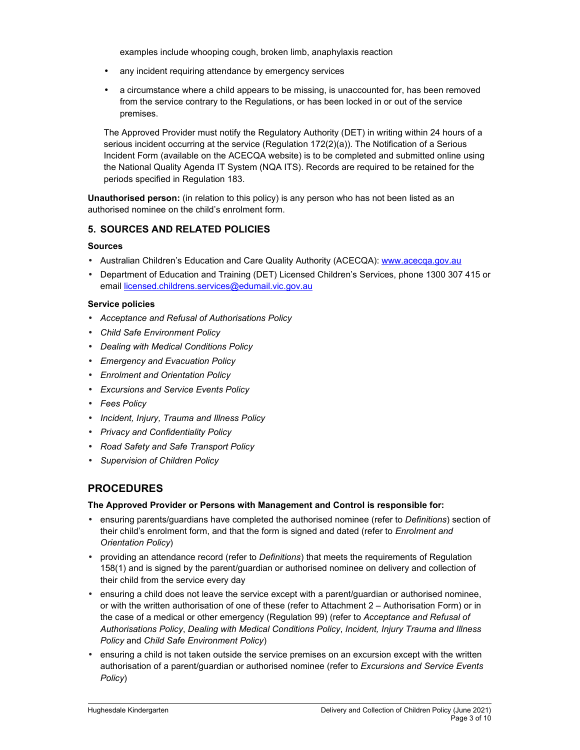examples include whooping cough, broken limb, anaphylaxis reaction

- any incident requiring attendance by emergency services
- a circumstance where a child appears to be missing, is unaccounted for, has been removed from the service contrary to the Regulations, or has been locked in or out of the service premises.

The Approved Provider must notify the Regulatory Authority (DET) in writing within 24 hours of a serious incident occurring at the service (Regulation 172(2)(a)). The Notification of a Serious Incident Form (available on the ACECQA website) is to be completed and submitted online using the National Quality Agenda IT System (NQA ITS). Records are required to be retained for the periods specified in Regulation 183.

**Unauthorised person:** (in relation to this policy) is any person who has not been listed as an authorised nominee on the child's enrolment form.

## 5. SOURCES AND RELATED POLICIES

**Sources**

- Australian Children's Education and Care Quality Authority (ACECQA): www.acecqa.gov.au
- Department of Education and Training (DET) Licensed Children's Services, phone 1300 307 415 or email licensed.childrens.services@edumail.vic.gov.au

**Service policies**

- *Acceptance and Refusal of Authorisations Policy*
- *Child Safe Environment Policy*
- *Dealing with Medical Conditions Policy*
- *Emergency and Evacuation Policy*
- *Enrolment and Orientation Policy*
- *Excursions and Service Events Policy*
- *Fees Policy*
- *Incident, Injury, Trauma and Illness Policy*
- *Privacy and Confidentiality Policy*
- *Road Safety and Safe Transport Policy*
- *Supervision of Children Policy*

# PROCEDURES

**The Approved Provider or Persons with Management and Control is responsible for:**

- ensuring parents/guardians have completed the authorised nominee (refer to *Definitions*) section of their child's enrolment form, and that the form is signed and dated (refer to *Enrolment and Orientation Policy*)
- providing an attendance record (refer to *Definitions*) that meets the requirements of Regulation 158(1) and is signed by the parent/guardian or authorised nominee on delivery and collection of their child from the service every day
- ensuring a child does not leave the service except with a parent/guardian or authorised nominee, or with the written authorisation of one of these (refer to Attachment 2 – Authorisation Form) or in the case of a medical or other emergency (Regulation 99) (refer to *Acceptance and Refusal of Authorisations Policy*, *Dealing with Medical Conditions Policy*, *Incident, Injury Trauma and Illness Policy* and *Child Safe Environment Policy*)
- ensuring a child is not taken outside the service premises on an excursion except with the written authorisation of a parent/guardian or authorised nominee (refer to *Excursions and Service Events Policy*)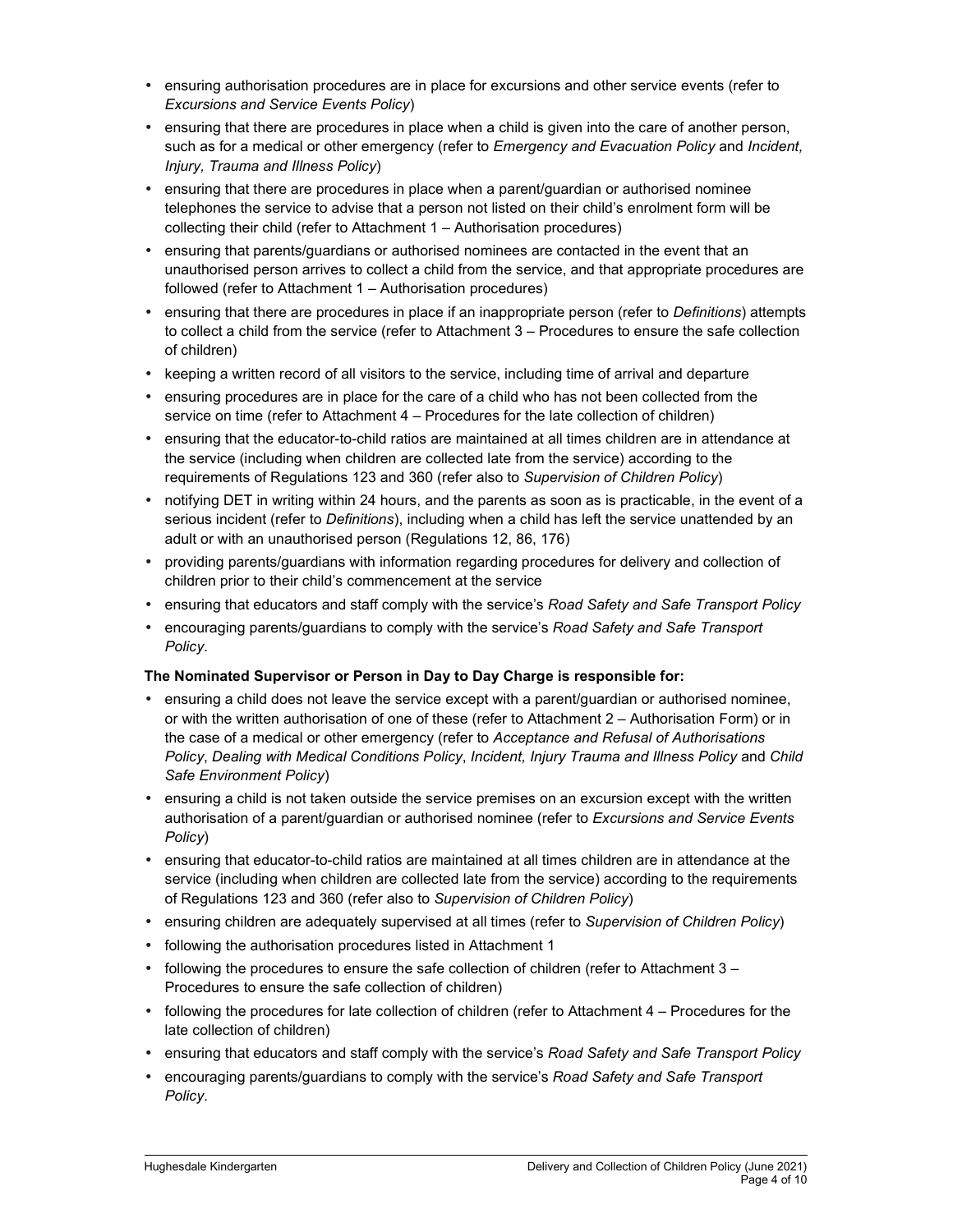- ensuring authorisation procedures are in place for excursions and other service events (refer to *Excursions and Service Events Policy*)
- ensuring that there are procedures in place when a child is given into the care of another person, such as for a medical or other emergency (refer to *Emergency and Evacuation Policy* and *Incident, Injury, Trauma and Illness Policy*)
- ensuring that there are procedures in place when a parent/guardian or authorised nominee telephones the service to advise that a person not listed on their child's enrolment form will be collecting their child (refer to Attachment 1 – Authorisation procedures)
- ensuring that parents/guardians or authorised nominees are contacted in the event that an unauthorised person arrives to collect a child from the service, and that appropriate procedures are followed (refer to Attachment 1 – Authorisation procedures)
- ensuring that there are procedures in place if an inappropriate person (refer to *Definitions*) attempts to collect a child from the service (refer to Attachment 3 – Procedures to ensure the safe collection of children)
- keeping a written record of all visitors to the service, including time of arrival and departure
- ensuring procedures are in place for the care of a child who has not been collected from the service on time (refer to Attachment 4 – Procedures for the late collection of children)
- ensuring that the educator-to-child ratios are maintained at all times children are in attendance at the service (including when children are collected late from the service) according to the requirements of Regulations 123 and 360 (refer also to *Supervision of Children Policy*)
- notifying DET in writing within 24 hours, and the parents as soon as is practicable, in the event of a serious incident (refer to *Definitions*), including when a child has left the service unattended by an adult or with an unauthorised person (Regulations 12, 86, 176)
- providing parents/guardians with information regarding procedures for delivery and collection of children prior to their child's commencement at the service
- ensuring that educators and staff comply with the service's *Road Safety and Safe Transport Policy*
- encouraging parents/guardians to comply with the service's *Road Safety and Safe Transport Policy*.

**The Nominated Supervisor or Person in Day to Day Charge is responsible for:**

- ensuring a child does not leave the service except with a parent/guardian or authorised nominee, or with the written authorisation of one of these (refer to Attachment 2 – Authorisation Form) or in the case of a medical or other emergency (refer to *Acceptance and Refusal of Authorisations Policy*, *Dealing with Medical Conditions Policy*, *Incident, Injury Trauma and Illness Policy* and *Child Safe Environment Policy*)
- ensuring a child is not taken outside the service premises on an excursion except with the written authorisation of a parent/guardian or authorised nominee (refer to *Excursions and Service Events Policy*)
- ensuring that educator-to-child ratios are maintained at all times children are in attendance at the service (including when children are collected late from the service) according to the requirements of Regulations 123 and 360 (refer also to *Supervision of Children Policy*)
- ensuring children are adequately supervised at all times (refer to *Supervision of Children Policy*)
- following the authorisation procedures listed in Attachment 1
- following the procedures to ensure the safe collection of children (refer to Attachment 3 – Procedures to ensure the safe collection of children)
- following the procedures for late collection of children (refer to Attachment 4 – Procedures for the late collection of children)
- ensuring that educators and staff comply with the service's *Road Safety and Safe Transport Policy*
- encouraging parents/guardians to comply with the service's *Road Safety and Safe Transport Policy*.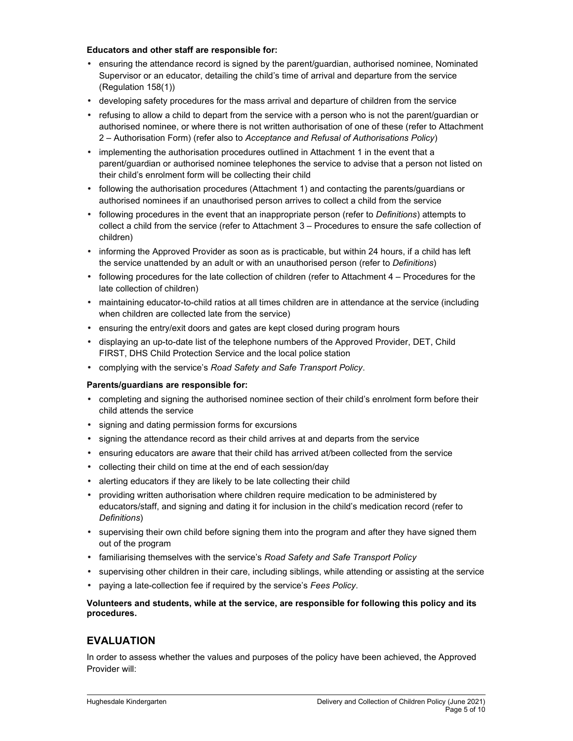**Educators and other staff are responsible for:**

- ensuring the attendance record is signed by the parent/guardian, authorised nominee, Nominated Supervisor or an educator, detailing the child's time of arrival and departure from the service (Regulation 158(1))
- developing safety procedures for the mass arrival and departure of children from the service
- refusing to allow a child to depart from the service with a person who is not the parent/guardian or authorised nominee, or where there is not written authorisation of one of these (refer to Attachment 2 – Authorisation Form) (refer also to *Acceptance and Refusal of Authorisations Policy*)
- implementing the authorisation procedures outlined in Attachment 1 in the event that a parent/guardian or authorised nominee telephones the service to advise that a person not listed on their child's enrolment form will be collecting their child
- following the authorisation procedures (Attachment 1) and contacting the parents/guardians or authorised nominees if an unauthorised person arrives to collect a child from the service
- following procedures in the event that an inappropriate person (refer to *Definitions*) attempts to collect a child from the service (refer to Attachment 3 – Procedures to ensure the safe collection of children)
- informing the Approved Provider as soon as is practicable, but within 24 hours, if a child has left the service unattended by an adult or with an unauthorised person (refer to *Definitions*)
- following procedures for the late collection of children (refer to Attachment 4 – Procedures for the late collection of children)
- maintaining educator-to-child ratios at all times children are in attendance at the service (including when children are collected late from the service)
- ensuring the entry/exit doors and gates are kept closed during program hours
- displaying an up-to-date list of the telephone numbers of the Approved Provider, DET, Child FIRST, DHS Child Protection Service and the local police station
- complying with the service's *Road Safety and Safe Transport Policy*.

**Parents/guardians are responsible for:**

- completing and signing the authorised nominee section of their child's enrolment form before their child attends the service
- signing and dating permission forms for excursions
- signing the attendance record as their child arrives at and departs from the service
- ensuring educators are aware that their child has arrived at/been collected from the service
- collecting their child on time at the end of each session/day
- alerting educators if they are likely to be late collecting their child
- providing written authorisation where children require medication to be administered by educators/staff, and signing and dating it for inclusion in the child's medication record (refer to *Definitions*)
- supervising their own child before signing them into the program and after they have signed them out of the program
- familiarising themselves with the service's *Road Safety and Safe Transport Policy*
- supervising other children in their care, including siblings, while attending or assisting at the service
- paying a late-collection fee if required by the service's *Fees Policy*.

**Volunteers and students, while at the service, are responsible for following this policy and its procedures.**

## EVALUATION

In order to assess whether the values and purposes of the policy have been achieved, the Approved Provider will: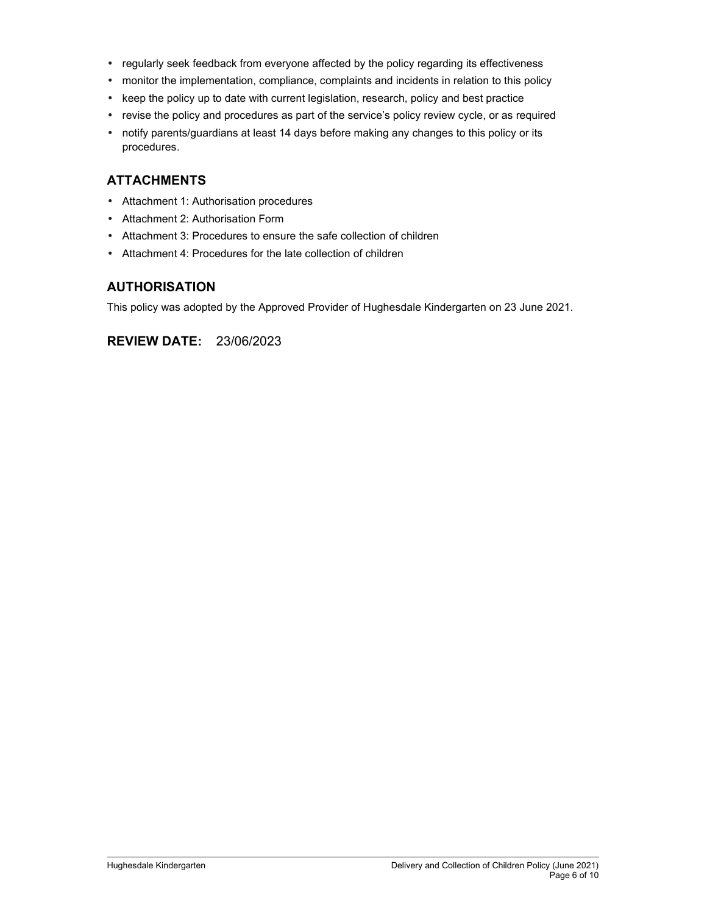- regularly seek feedback from everyone affected by the policy regarding its effectiveness
- monitor the implementation, compliance, complaints and incidents in relation to this policy
- keep the policy up to date with current legislation, research, policy and best practice
- revise the policy and procedures as part of the service's policy review cycle, or as required
- notify parents/guardians at least 14 days before making any changes to this policy or its procedures.

## ATTACHMENTS

- Attachment 1: Authorisation procedures
- Attachment 2: Authorisation Form
- Attachment 3: Procedures to ensure the safe collection of children
- Attachment 4: Procedures for the late collection of children

## AUTHORISATION

This policy was adopted by the Approved Provider of Hughesdale Kindergarten on 23 June 2021.

## REVIEW DATE: 23/06/2023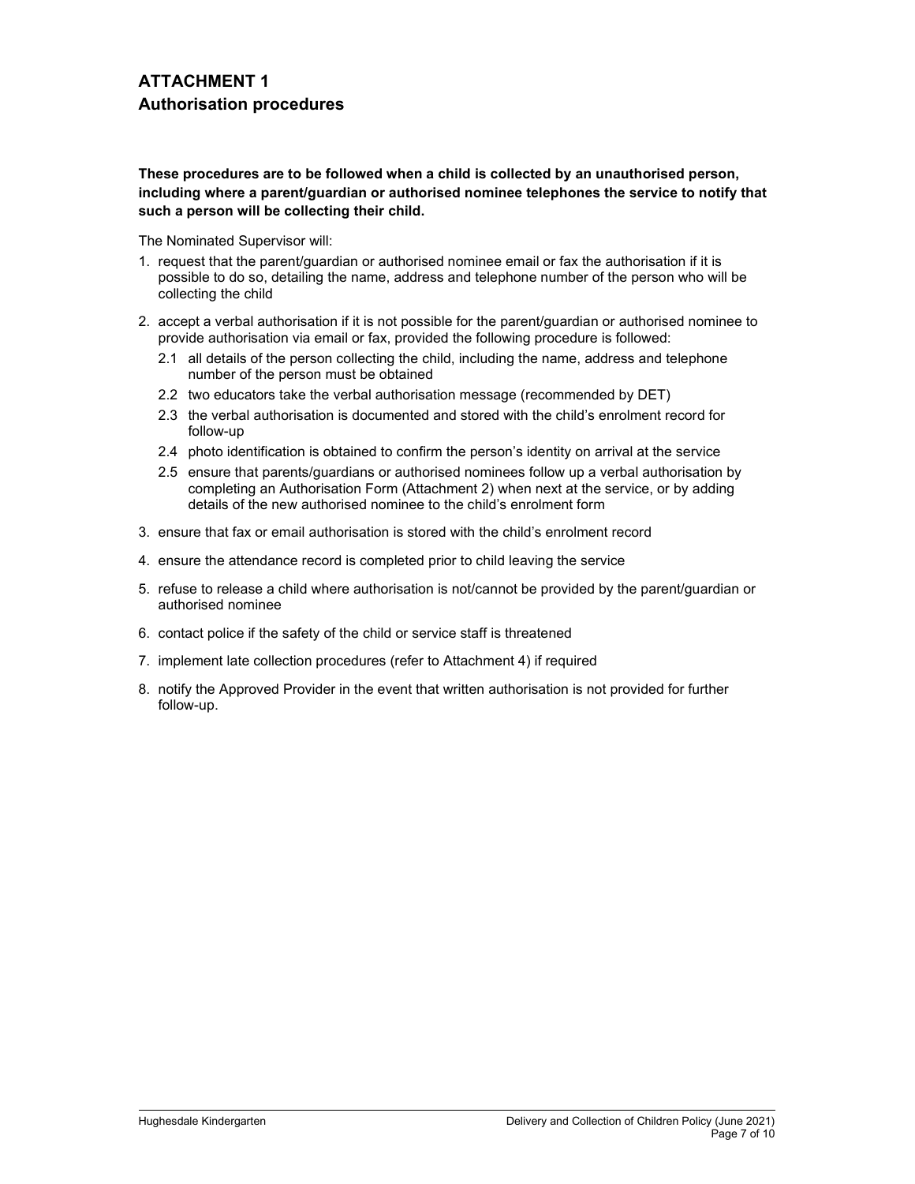## ATTACHMENT 1
### Authorisation procedures

**These procedures are to be followed when a child is collected by an unauthorised person, including where a parent/guardian or authorised nominee telephones the service to notify that such a person will be collecting their child.**

The Nominated Supervisor will:

1. request that the parent/guardian or authorised nominee email or fax the authorisation if it is possible to do so, detailing the name, address and telephone number of the person who will be collecting the child
2. accept a verbal authorisation if it is not possible for the parent/guardian or authorised nominee to provide authorisation via email or fax, provided the following procedure is followed:
   - 2.1 all details of the person collecting the child, including the name, address and telephone number of the person must be obtained
   - 2.2 two educators take the verbal authorisation message (recommended by DET)
   - 2.3 the verbal authorisation is documented and stored with the child's enrolment record for follow-up
   - 2.4 photo identification is obtained to confirm the person's identity on arrival at the service
   - 2.5 ensure that parents/guardians or authorised nominees follow up a verbal authorisation by completing an Authorisation Form (Attachment 2) when next at the service, or by adding details of the new authorised nominee to the child's enrolment form
3. ensure that fax or email authorisation is stored with the child's enrolment record
4. ensure the attendance record is completed prior to child leaving the service
5. refuse to release a child where authorisation is not/cannot be provided by the parent/guardian or authorised nominee
6. contact police if the safety of the child or service staff is threatened
7. implement late collection procedures (refer to Attachment 4) if required
8. notify the Approved Provider in the event that written authorisation is not provided for further follow-up.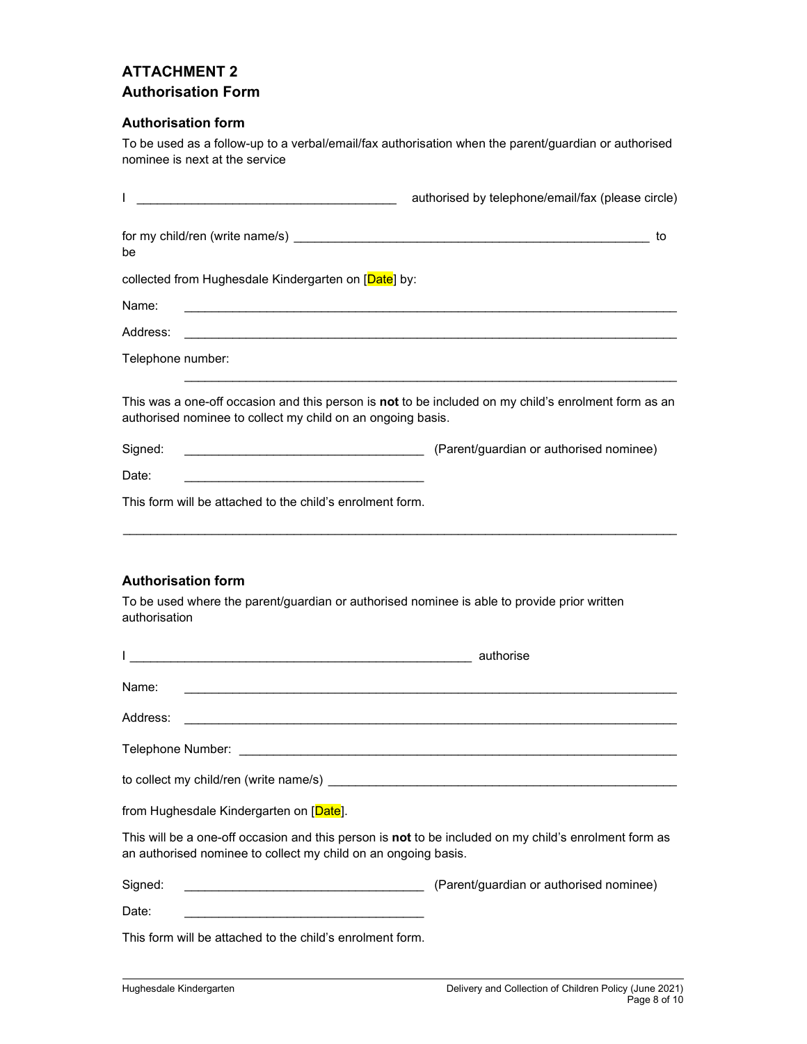## ATTACHMENT 2
## Authorisation Form

### Authorisation form

To be used as a follow-up to a verbal/email/fax authorisation when the parent/guardian or authorised nominee is next at the service

I _____________________________________ authorised by telephone/email/fax (please circle)

for my child/ren (write name/s) ____________________________________________________ to be

collected from Hughesdale Kindergarten on [Date] by:

Name: _________________________________________________________________________

Address: _______________________________________________________________________

Telephone number: _______________________________________________________________

This was a one-off occasion and this person is **not** to be included on my child's enrolment form as an authorised nominee to collect my child on an ongoing basis.

Signed: __________________________________ (Parent/guardian or authorised nominee)

Date: __________________________________

This form will be attached to the child's enrolment form.

---

### Authorisation form

To be used where the parent/guardian or authorised nominee is able to provide prior written authorisation

I _________________________________________________ authorise

Name: _________________________________________________________________________

Address: _______________________________________________________________________

Telephone Number: _______________________________________________________________

to collect my child/ren (write name/s) _________________________________________________

from Hughesdale Kindergarten on [Date].

This will be a one-off occasion and this person is **not** to be included on my child's enrolment form as an authorised nominee to collect my child on an ongoing basis.

Signed: __________________________________ (Parent/guardian or authorised nominee)

Date: __________________________________

This form will be attached to the child's enrolment form.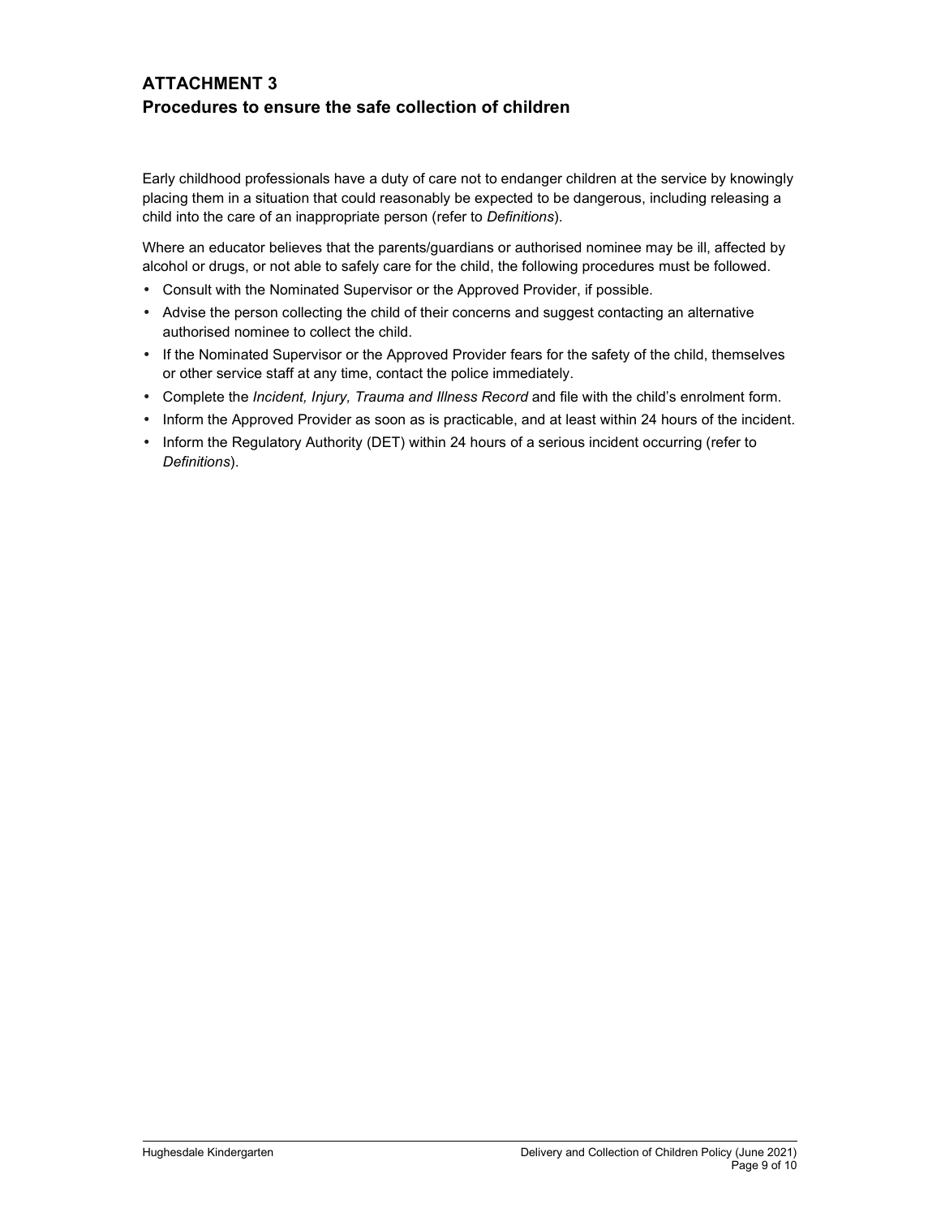## ATTACHMENT 3
## Procedures to ensure the safe collection of children

Early childhood professionals have a duty of care not to endanger children at the service by knowingly placing them in a situation that could reasonably be expected to be dangerous, including releasing a child into the care of an inappropriate person (refer to *Definitions*).

Where an educator believes that the parents/guardians or authorised nominee may be ill, affected by alcohol or drugs, or not able to safely care for the child, the following procedures must be followed.

- Consult with the Nominated Supervisor or the Approved Provider, if possible.
- Advise the person collecting the child of their concerns and suggest contacting an alternative authorised nominee to collect the child.
- If the Nominated Supervisor or the Approved Provider fears for the safety of the child, themselves or other service staff at any time, contact the police immediately.
- Complete the *Incident, Injury, Trauma and Illness Record* and file with the child's enrolment form.
- Inform the Approved Provider as soon as is practicable, and at least within 24 hours of the incident.
- Inform the Regulatory Authority (DET) within 24 hours of a serious incident occurring (refer to *Definitions*).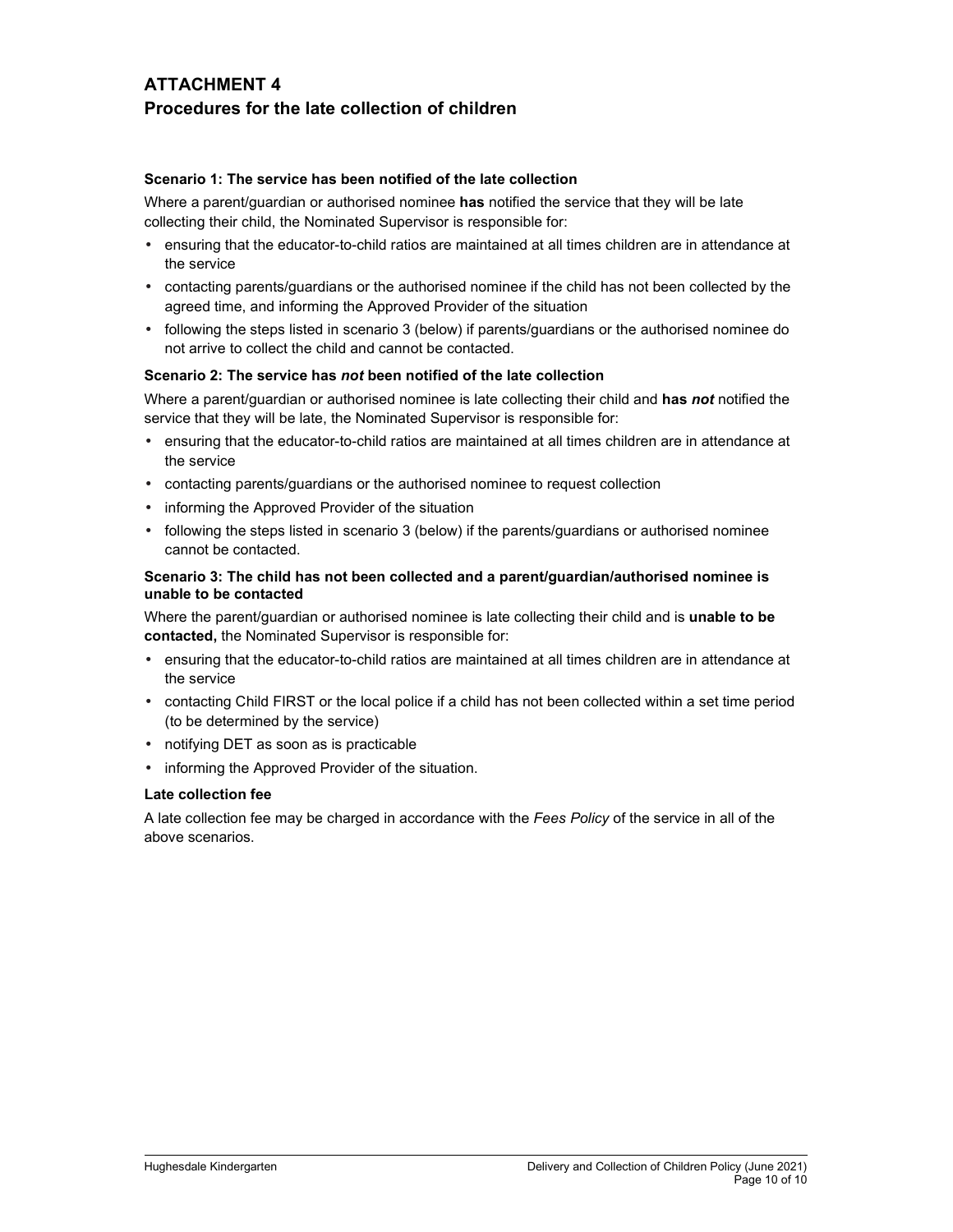# ATTACHMENT 4
## Procedures for the late collection of children

**Scenario 1: The service has been notified of the late collection**

Where a parent/guardian or authorised nominee **has** notified the service that they will be late collecting their child, the Nominated Supervisor is responsible for:

- ensuring that the educator-to-child ratios are maintained at all times children are in attendance at the service
- contacting parents/guardians or the authorised nominee if the child has not been collected by the agreed time, and informing the Approved Provider of the situation
- following the steps listed in scenario 3 (below) if parents/guardians or the authorised nominee do not arrive to collect the child and cannot be contacted.

**Scenario 2: The service has *not* been notified of the late collection**

Where a parent/guardian or authorised nominee is late collecting their child and **has *not*** notified the service that they will be late, the Nominated Supervisor is responsible for:

- ensuring that the educator-to-child ratios are maintained at all times children are in attendance at the service
- contacting parents/guardians or the authorised nominee to request collection
- informing the Approved Provider of the situation
- following the steps listed in scenario 3 (below) if the parents/guardians or authorised nominee cannot be contacted.

**Scenario 3: The child has not been collected and a parent/guardian/authorised nominee is unable to be contacted**

Where the parent/guardian or authorised nominee is late collecting their child and is **unable to be contacted,** the Nominated Supervisor is responsible for:

- ensuring that the educator-to-child ratios are maintained at all times children are in attendance at the service
- contacting Child FIRST or the local police if a child has not been collected within a set time period (to be determined by the service)
- notifying DET as soon as is practicable
- informing the Approved Provider of the situation.

**Late collection fee**

A late collection fee may be charged in accordance with the *Fees Policy* of the service in all of the above scenarios.